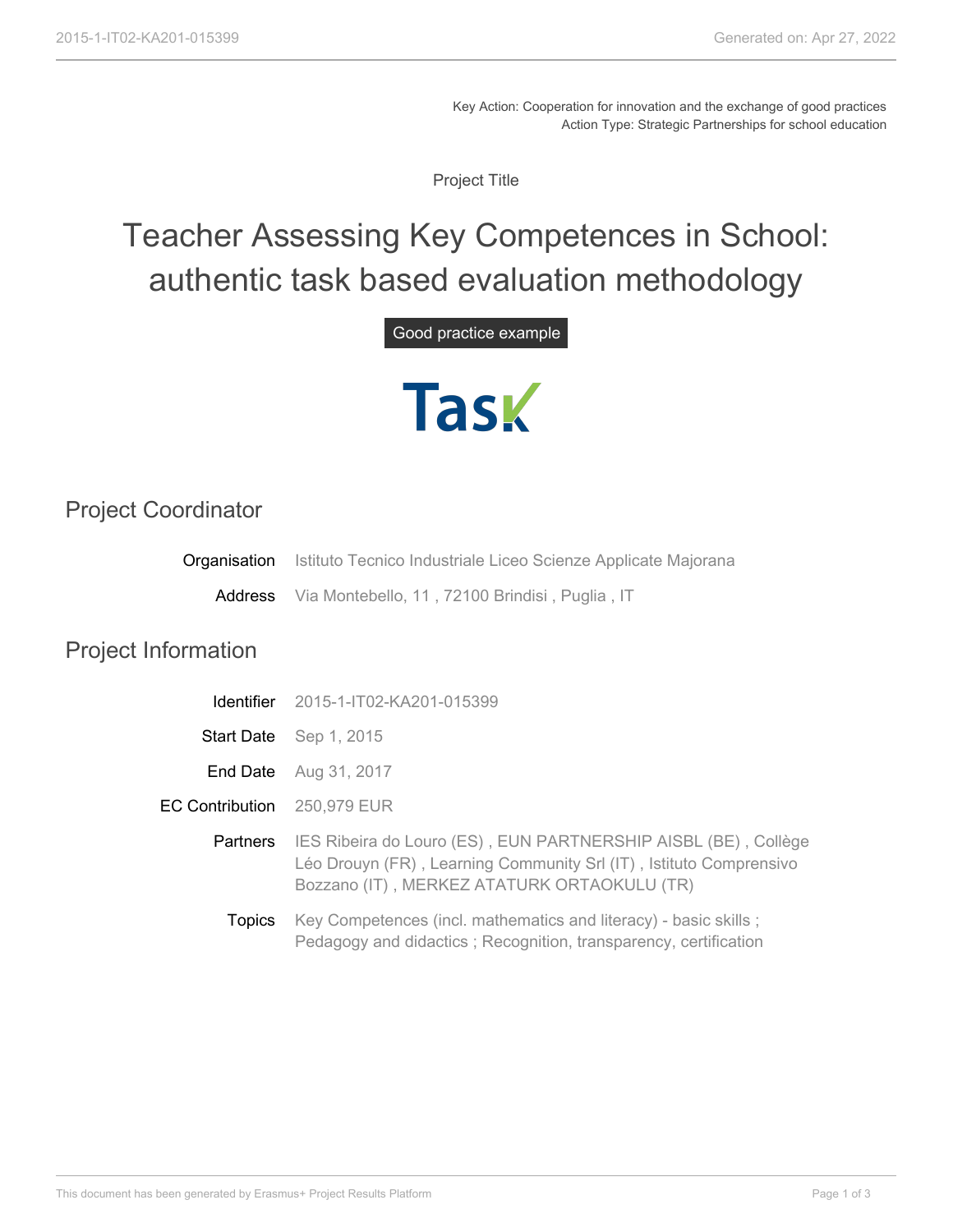Key Action: Cooperation for innovation and the exchange of good practices
Action Type: Strategic Partnerships for school education

Project Title

# Teacher Assessing Key Competences in School: authentic task based evaluation methodology

Good practice example

Task

## Project Coordinator

| | |
|---|---|
| **Organisation** | Istituto Tecnico Industriale Liceo Scienze Applicate Majorana |
| **Address** | Via Montebello, 11 , 72100 Brindisi , Puglia , IT |

## Project Information

| | |
|---|---|
| **Identifier** | 2015-1-IT02-KA201-015399 |
| **Start Date** | Sep 1, 2015 |
| **End Date** | Aug 31, 2017 |
| **EC Contribution** | 250,979 EUR |
| **Partners** | IES Ribeira do Louro (ES) , EUN PARTNERSHIP AISBL (BE) , Collège Léo Drouyn (FR) , Learning Community Srl (IT) , Istituto Comprensivo Bozzano (IT) , MERKEZ ATATURK ORTAOKULU (TR) |
| **Topics** | Key Competences (incl. mathematics and literacy) - basic skills ; Pedagogy and didactics ; Recognition, transparency, certification |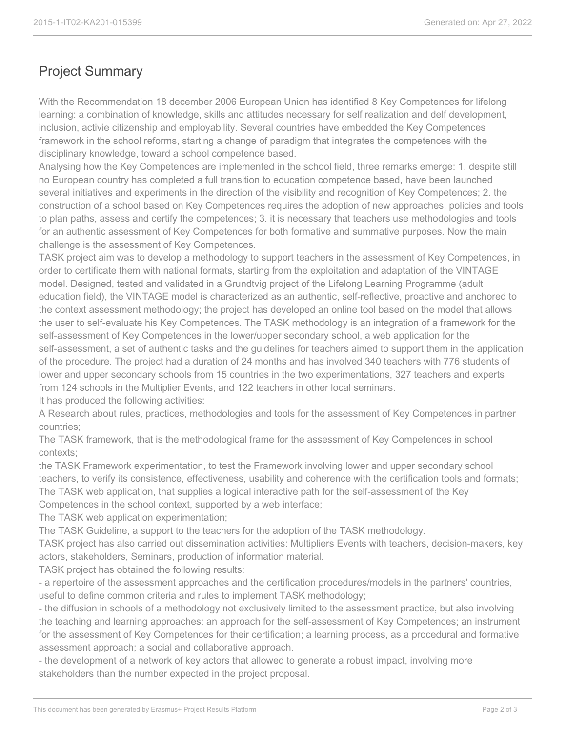## Project Summary

With the Recommendation 18 december 2006 European Union has identified 8 Key Competences for lifelong learning: a combination of knowledge, skills and attitudes necessary for self realization and delf development, inclusion, activie citizenship and employability. Several countries have embedded the Key Competences framework in the school reforms, starting a change of paradigm that integrates the competences with the disciplinary knowledge, toward a school competence based.

Analysing how the Key Competences are implemented in the school field, three remarks emerge: 1. despite still no European country has completed a full transition to education competence based, have been launched several initiatives and experiments in the direction of the visibility and recognition of Key Competences; 2. the construction of a school based on Key Competences requires the adoption of new approaches, policies and tools to plan paths, assess and certify the competences; 3. it is necessary that teachers use methodologies and tools for an authentic assessment of Key Competences for both formative and summative purposes. Now the main challenge is the assessment of Key Competences.

TASK project aim was to develop a methodology to support teachers in the assessment of Key Competences, in order to certificate them with national formats, starting from the exploitation and adaptation of the VINTAGE model. Designed, tested and validated in a Grundtvig project of the Lifelong Learning Programme (adult education field), the VINTAGE model is characterized as an authentic, self-reflective, proactive and anchored to the context assessment methodology; the project has developed an online tool based on the model that allows the user to self-evaluate his Key Competences. The TASK methodology is an integration of a framework for the self-assessment of Key Competences in the lower/upper secondary school, a web application for the self-assessment, a set of authentic tasks and the guidelines for teachers aimed to support them in the application of the procedure. The project had a duration of 24 months and has involved 340 teachers with 776 students of lower and upper secondary schools from 15 countries in the two experimentations, 327 teachers and experts from 124 schools in the Multiplier Events, and 122 teachers in other local seminars.

It has produced the following activities:

A Research about rules, practices, methodologies and tools for the assessment of Key Competences in partner countries;

The TASK framework, that is the methodological frame for the assessment of Key Competences in school contexts;

the TASK Framework experimentation, to test the Framework involving lower and upper secondary school teachers, to verify its consistence, effectiveness, usability and coherence with the certification tools and formats;

The TASK web application, that supplies a logical interactive path for the self-assessment of the Key Competences in the school context, supported by a web interface;

The TASK web application experimentation;

The TASK Guideline, a support to the teachers for the adoption of the TASK methodology.

TASK project has also carried out dissemination activities: Multipliers Events with teachers, decision-makers, key actors, stakeholders, Seminars, production of information material.

TASK project has obtained the following results:

- a repertoire of the assessment approaches and the certification procedures/models in the partners' countries, useful to define common criteria and rules to implement TASK methodology;
- the diffusion in schools of a methodology not exclusively limited to the assessment practice, but also involving the teaching and learning approaches: an approach for the self-assessment of Key Competences; an instrument for the assessment of Key Competences for their certification; a learning process, as a procedural and formative assessment approach; a social and collaborative approach.
- the development of a network of key actors that allowed to generate a robust impact, involving more stakeholders than the number expected in the project proposal.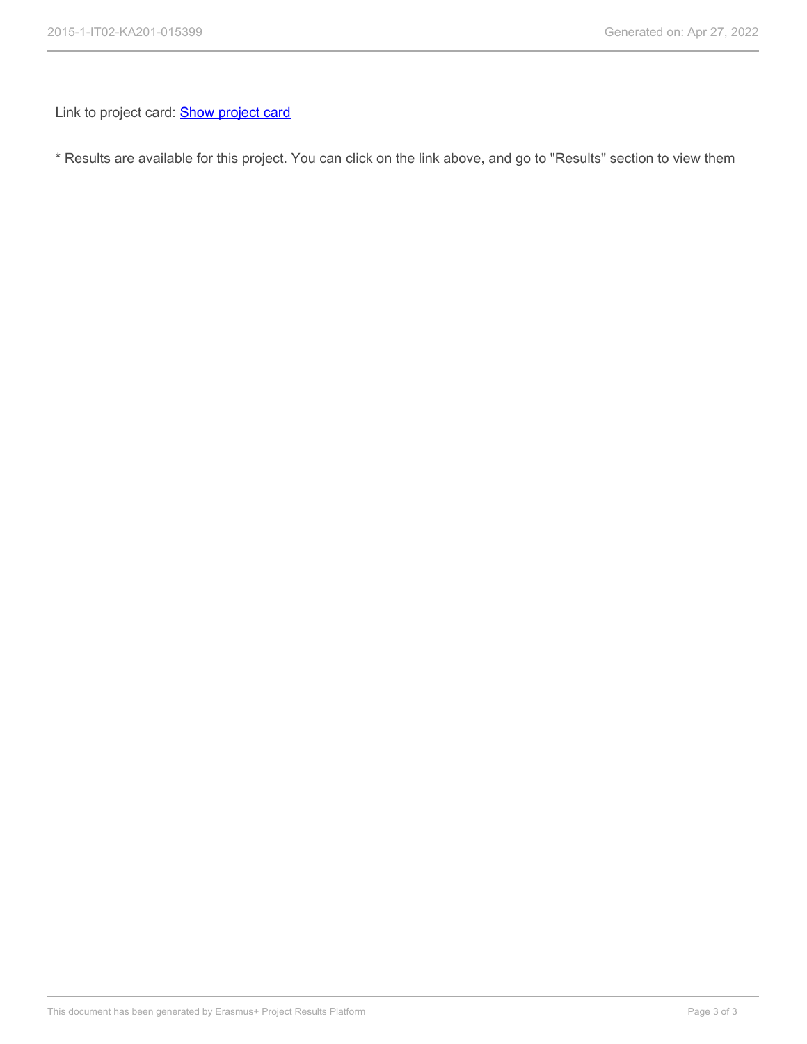Link to project card: [Show project card]

* Results are available for this project. You can click on the link above, and go to "Results" section to view them